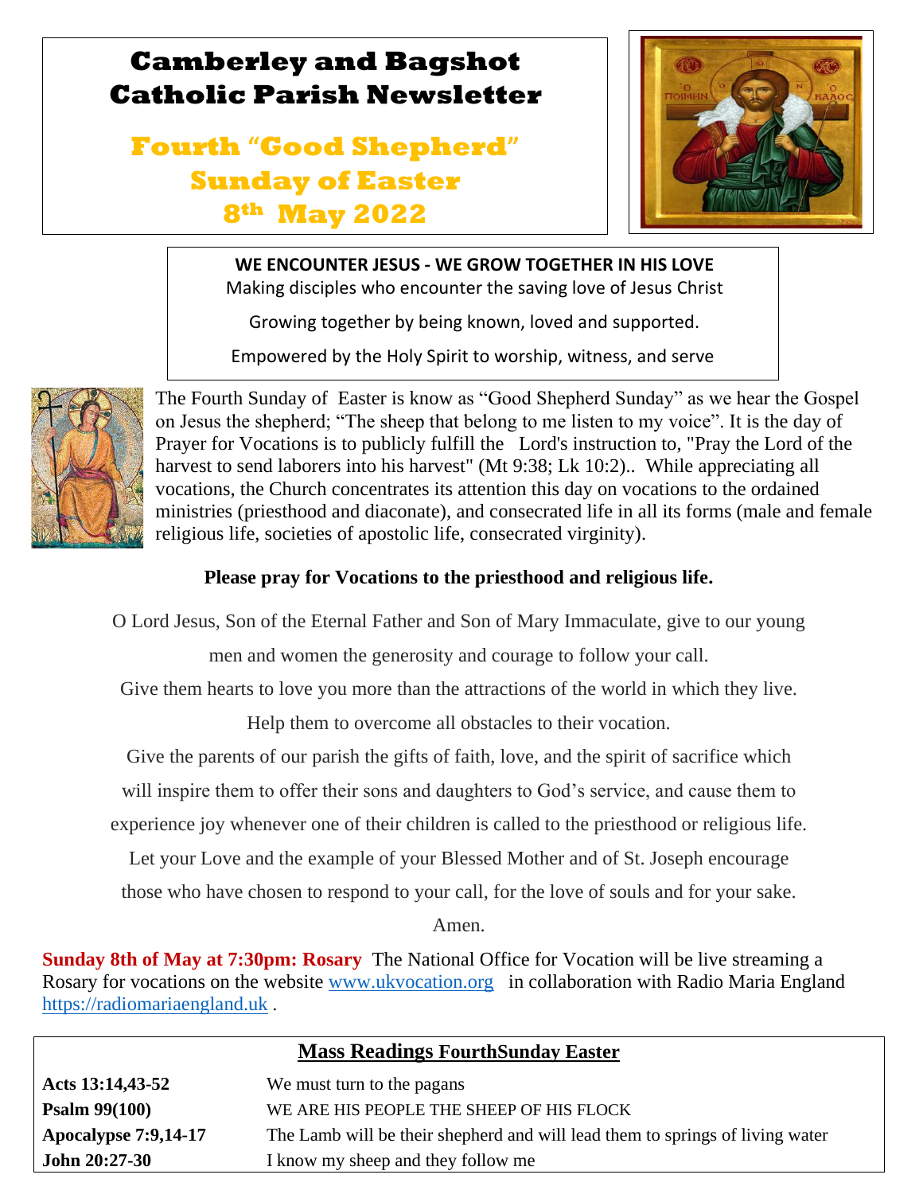# Camberley and Bagshot Catholic Parish Newsletter

## Fourth "Good Shepherd" Sunday of Easter 8th May 2022

**WE ENCOUNTER JESUS - WE GROW TOGETHER IN HIS LOVE**

Making disciples who encounter the saving love of Jesus Christ

Growing together by being known, loved and supported.

Empowered by the Holy Spirit to worship, witness, and serve

The Fourth Sunday of Easter is know as "Good Shepherd Sunday" as we hear the Gospel on Jesus the shepherd; "The sheep that belong to me listen to my voice". It is the day of Prayer for Vocations is to publicly fulfill the Lord's instruction to, "Pray the Lord of the harvest to send laborers into his harvest" (Mt 9:38; Lk 10:2).. While appreciating all vocations, the Church concentrates its attention this day on vocations to the ordained ministries (priesthood and diaconate), and consecrated life in all its forms (male and female religious life, societies of apostolic life, consecrated virginity).

**Please pray for Vocations to the priesthood and religious life.**

O Lord Jesus, Son of the Eternal Father and Son of Mary Immaculate, give to our young men and women the generosity and courage to follow your call.
Give them hearts to love you more than the attractions of the world in which they live.
Help them to overcome all obstacles to their vocation.
Give the parents of our parish the gifts of faith, love, and the spirit of sacrifice which will inspire them to offer their sons and daughters to God's service, and cause them to experience joy whenever one of their children is called to the priesthood or religious life.
Let your Love and the example of your Blessed Mother and of St. Joseph encourage those who have chosen to respond to your call, for the love of souls and for your sake.
Amen.

**Sunday 8th of May at 7:30pm: Rosary** The National Office for Vocation will be live streaming a Rosary for vocations on the website www.ukvocation.org in collaboration with Radio Maria England https://radiomariaengland.uk .

**Mass Readings FourthSunday Easter**

| | |
|---|---|
| **Acts 13:14,43-52** | We must turn to the pagans |
| **Psalm 99(100)** | WE ARE HIS PEOPLE THE SHEEP OF HIS FLOCK |
| **Apocalypse 7:9,14-17** | The Lamb will be their shepherd and will lead them to springs of living water |
| **John 20:27-30** | I know my sheep and they follow me |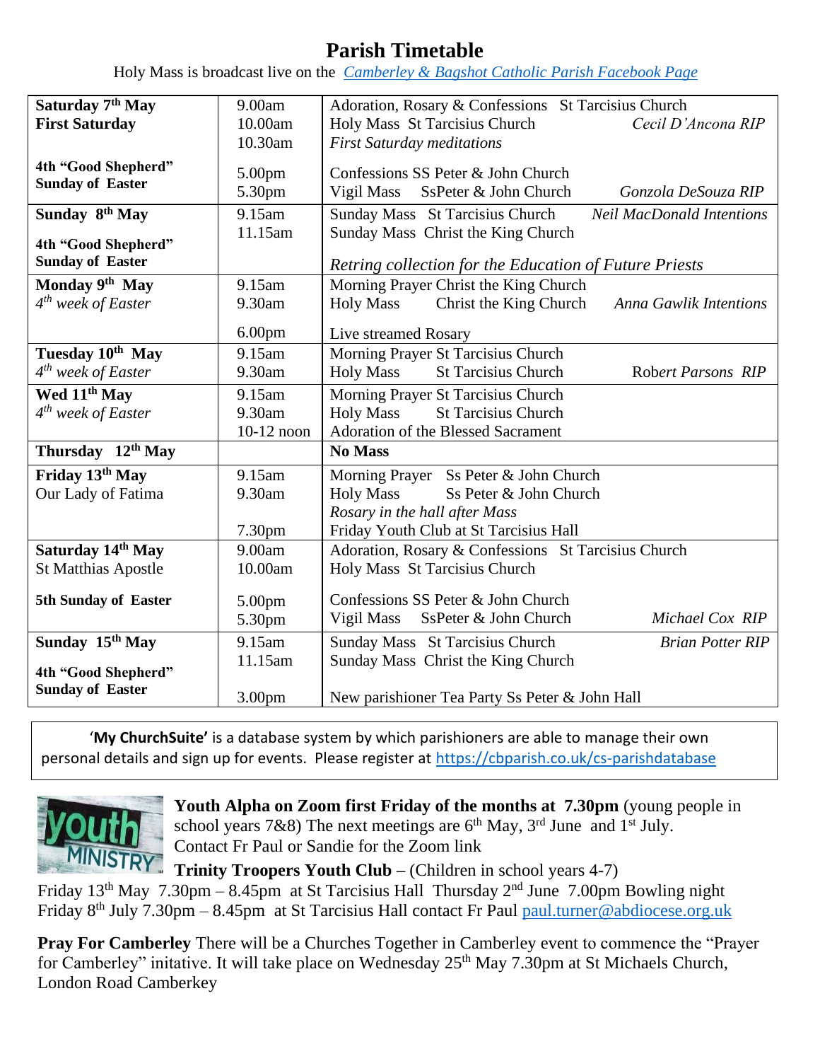# Parish Timetable

Holy Mass is broadcast live on the *Camberley & Bagshot Catholic Parish Facebook Page*

| Day | Time | Event |
|---|---|---|
| **Saturday 7th May**<br>**First Saturday** | 9.00am<br>10.00am<br>10.30am | Adoration, Rosary & Confessions St Tarcisius Church<br>Holy Mass St Tarcisius Church *Cecil D'Ancona RIP*<br>*First Saturday meditations* |
| **4th "Good Shepherd" Sunday of Easter** | 5.00pm<br>5.30pm | Confessions SS Peter & John Church<br>Vigil Mass SsPeter & John Church *Gonzola DeSouza RIP* |
| **Sunday 8th May**<br>**4th "Good Shepherd" Sunday of Easter** | 9.15am<br>11.15am | Sunday Mass St Tarcisius Church *Neil MacDonald Intentions*<br>Sunday Mass Christ the King Church<br>*Retring collection for the Education of Future Priests* |
| **Monday 9th May**<br>*4th week of Easter* | 9.15am<br>9.30am<br>6.00pm | Morning Prayer Christ the King Church<br>Holy Mass Christ the King Church *Anna Gawlik Intentions*<br>Live streamed Rosary |
| **Tuesday 10th May**<br>*4th week of Easter* | 9.15am<br>9.30am | Morning Prayer St Tarcisius Church<br>Holy Mass St Tarcisius Church Robert *Parsons RIP* |
| **Wed 11th May**<br>*4th week of Easter* | 9.15am<br>9.30am<br>10-12 noon | Morning Prayer St Tarcisius Church<br>Holy Mass St Tarcisius Church<br>Adoration of the Blessed Sacrament |
| **Thursday 12th May** | | **No Mass** |
| **Friday 13th May**<br>Our Lady of Fatima | 9.15am<br>9.30am<br><br>7.30pm | Morning Prayer Ss Peter & John Church<br>Holy Mass Ss Peter & John Church<br>*Rosary in the hall after Mass*<br>Friday Youth Club at St Tarcisius Hall |
| **Saturday 14th May**<br>St Matthias Apostle | 9.00am<br>10.00am | Adoration, Rosary & Confessions St Tarcisius Church<br>Holy Mass St Tarcisius Church |
| **5th Sunday of Easter** | 5.00pm<br>5.30pm | Confessions SS Peter & John Church<br>Vigil Mass SsPeter & John Church *Michael Cox RIP* |
| **Sunday 15th May**<br>**4th "Good Shepherd" Sunday of Easter** | 9.15am<br>11.15am<br>3.00pm | Sunday Mass St Tarcisius Church *Brian Potter RIP*<br>Sunday Mass Christ the King Church<br>New parishioner Tea Party Ss Peter & John Hall |

'**My ChurchSuite'** is a database system by which parishioners are able to manage their own personal details and sign up for events. Please register at https://cbparish.co.uk/cs-parishdatabase

**Youth Alpha on Zoom first Friday of the months at 7.30pm** (young people in school years 7&8) The next meetings are 6th May, 3rd June and 1st July. Contact Fr Paul or Sandie for the Zoom link

**Trinity Troopers Youth Club** – (Children in school years 4-7)
Friday 13th May 7.30pm – 8.45pm at St Tarcisius Hall Thursday 2nd June 7.00pm Bowling night
Friday 8th July 7.30pm – 8.45pm at St Tarcisius Hall contact Fr Paul paul.turner@abdiocese.org.uk

**Pray For Camberley** There will be a Churches Together in Camberley event to commence the "Prayer for Camberley" initative. It will take place on Wednesday 25th May 7.30pm at St Michaels Church, London Road Camberkey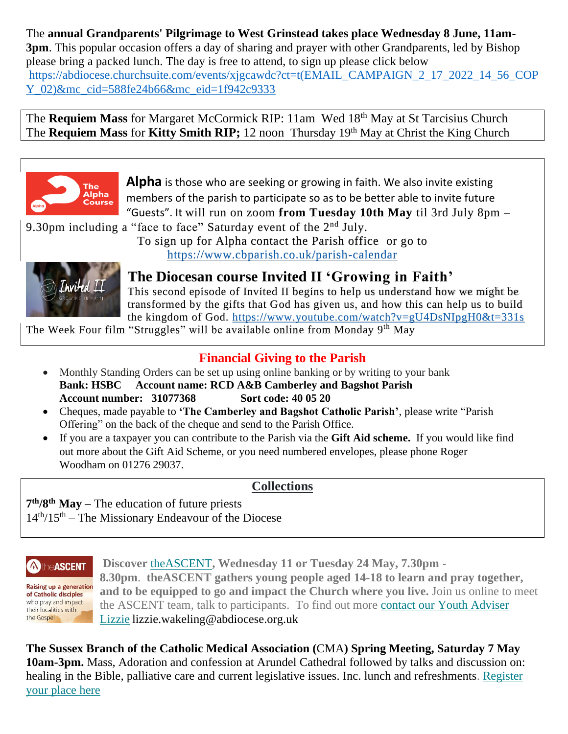The **annual Grandparents' Pilgrimage to West Grinstead takes place Wednesday 8 June, 11am-3pm**. This popular occasion offers a day of sharing and prayer with other Grandparents, led by Bishop please bring a packed lunch. The day is free to attend, to sign up please click below https://abdiocese.churchsuite.com/events/xjgcawdc?ct=t(EMAIL_CAMPAIGN_2_17_2022_14_56_COPY_02)&mc_cid=588fe24b66&mc_eid=1f942c9333

The **Requiem Mass** for Margaret McCormick RIP: 11am Wed 18th May at St Tarcisius Church
The **Requiem Mass** for **Kitty Smith RIP;** 12 noon Thursday 19th May at Christ the King Church

**Alpha** is those who are seeking or growing in faith. We also invite existing members of the parish to participate so as to be better able to invite future "Guests". It will run on zoom **from Tuesday 10th May** til 3rd July 8pm – 9.30pm including a "face to face" Saturday event of the 2nd July.

To sign up for Alpha contact the Parish office or go to https://www.cbparish.co.uk/parish-calendar

## The Diocesan course Invited II 'Growing in Faith'

This second episode of Invited II begins to help us understand how we might be transformed by the gifts that God has given us, and how this can help us to build the kingdom of God. https://www.youtube.com/watch?v=gU4DsNIpgH0&t=331s

The Week Four film "Struggles" will be available online from Monday 9th May

## Financial Giving to the Parish

- Monthly Standing Orders can be set up using online banking or by writing to your bank
  **Bank: HSBC Account name: RCD A&B Camberley and Bagshot Parish**
  **Account number: 31077368 Sort code: 40 05 20**
- Cheques, made payable to **'The Camberley and Bagshot Catholic Parish'**, please write "Parish Offering" on the back of the cheque and send to the Parish Office.
- If you are a taxpayer you can contribute to the Parish via the **Gift Aid scheme.** If you would like find out more about the Gift Aid Scheme, or you need numbered envelopes, please phone Roger Woodham on 01276 29037.

## Collections

**7th/8th May –** The education of future priests
14th/15th – The Missionary Endeavour of the Diocese

**Discover theASCENT, Wednesday 11 or Tuesday 24 May, 7.30pm - 8.30pm**. **theASCENT gathers young people aged 14-18 to learn and pray together, and to be equipped to go and impact the Church where you live.** Join us online to meet the ASCENT team, talk to participants. To find out more contact our Youth Adviser Lizzie lizzie.wakeling@abdiocese.org.uk

**The Sussex Branch of the Catholic Medical Association (CMA) Spring Meeting, Saturday 7 May 10am-3pm.** Mass, Adoration and confession at Arundel Cathedral followed by talks and discussion on: healing in the Bible, palliative care and current legislative issues. Inc. lunch and refreshments. Register your place here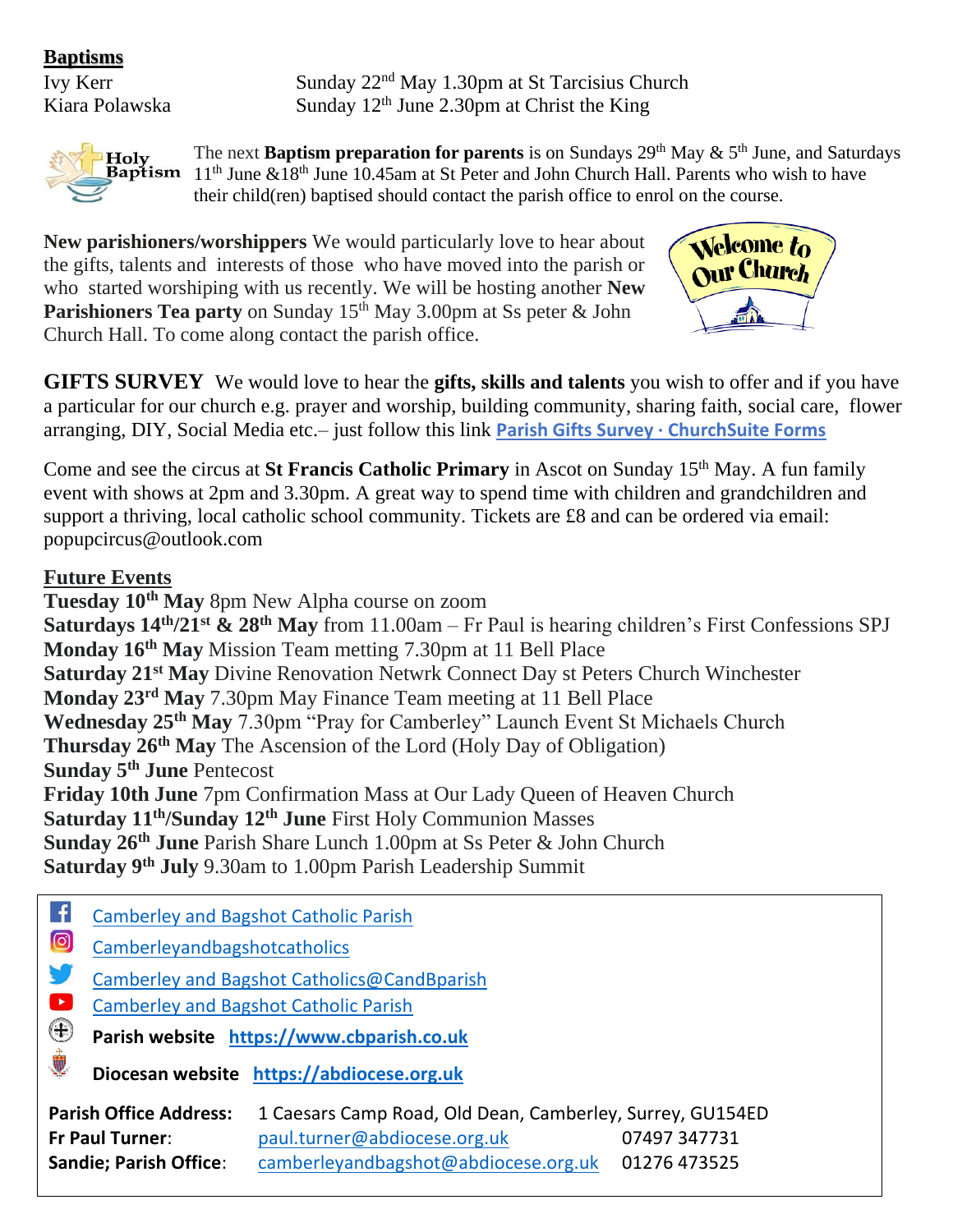## Baptisms

Ivy Kerr — Sunday 22nd May 1.30pm at St Tarcisius Church
Kiara Polawska — Sunday 12th June 2.30pm at Christ the King

The next **Baptism preparation for parents** is on Sundays 29th May & 5th June, and Saturdays 11th June &18th June 10.45am at St Peter and John Church Hall. Parents who wish to have their child(ren) baptised should contact the parish office to enrol on the course.

**New parishioners/worshippers** We would particularly love to hear about the gifts, talents and interests of those who have moved into the parish or who started worshiping with us recently. We will be hosting another **New Parishioners Tea party** on Sunday 15th May 3.00pm at Ss peter & John Church Hall. To come along contact the parish office.

**GIFTS SURVEY** We would love to hear the **gifts, skills and talents** you wish to offer and if you have a particular for our church e.g. prayer and worship, building community, sharing faith, social care, flower arranging, DIY, Social Media etc.– just follow this link **Parish Gifts Survey · ChurchSuite Forms**

Come and see the circus at **St Francis Catholic Primary** in Ascot on Sunday 15th May. A fun family event with shows at 2pm and 3.30pm. A great way to spend time with children and grandchildren and support a thriving, local catholic school community. Tickets are £8 and can be ordered via email: popupcircus@outlook.com

## Future Events

**Tuesday 10th May** 8pm New Alpha course on zoom
**Saturdays 14th/21st & 28th May** from 11.00am – Fr Paul is hearing children's First Confessions SPJ
**Monday 16th May** Mission Team metting 7.30pm at 11 Bell Place
**Saturday 21st May** Divine Renovation Netwrk Connect Day st Peters Church Winchester
**Monday 23rd May** 7.30pm May Finance Team meeting at 11 Bell Place
**Wednesday 25th May** 7.30pm "Pray for Camberley" Launch Event St Michaels Church
**Thursday 26th May** The Ascension of the Lord (Holy Day of Obligation)
**Sunday 5th June** Pentecost
**Friday 10th June** 7pm Confirmation Mass at Our Lady Queen of Heaven Church
**Saturday 11th/Sunday 12th June** First Holy Communion Masses
**Sunday 26th June** Parish Share Lunch 1.00pm at Ss Peter & John Church
**Saturday 9th July** 9.30am to 1.00pm Parish Leadership Summit

Camberley and Bagshot Catholic Parish
Camberleyandbagshotcatholics
Camberley and Bagshot Catholics@CandBparish
Camberley and Bagshot Catholic Parish
**Parish website** **https://www.cbparish.co.uk**
**Diocesan website** **https://abdiocese.org.uk**

| | | |
|---|---|---|
| **Parish Office Address:** | 1 Caesars Camp Road, Old Dean, Camberley, Surrey, GU154ED | |
| **Fr Paul Turner**: | paul.turner@abdiocese.org.uk | 07497 347731 |
| **Sandie; Parish Office**: | camberleyandbagshot@abdiocese.org.uk | 01276 473525 |